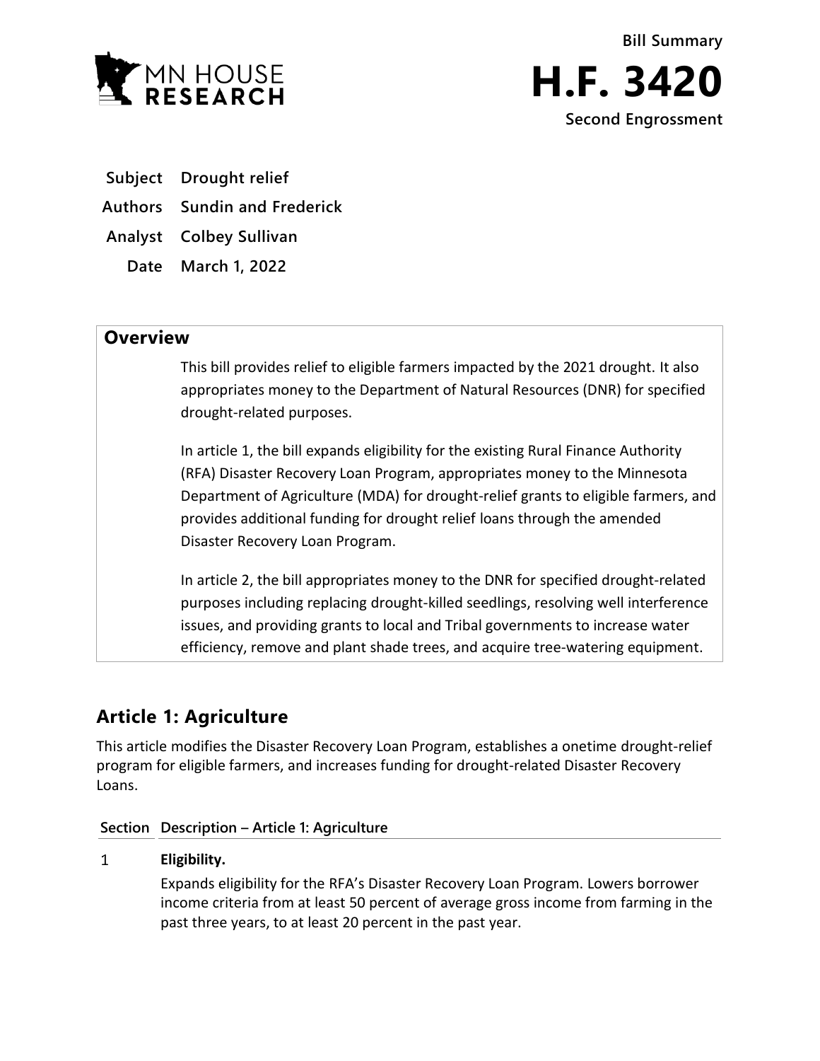Bill Summary

# H.F. 3420

Second Engrossment

**Subject** Drought relief

**Authors** Sundin and Frederick

**Analyst** Colbey Sullivan

**Date** March 1, 2022

## Overview

This bill provides relief to eligible farmers impacted by the 2021 drought. It also appropriates money to the Department of Natural Resources (DNR) for specified drought-related purposes.

In article 1, the bill expands eligibility for the existing Rural Finance Authority (RFA) Disaster Recovery Loan Program, appropriates money to the Minnesota Department of Agriculture (MDA) for drought-relief grants to eligible farmers, and provides additional funding for drought relief loans through the amended Disaster Recovery Loan Program.

In article 2, the bill appropriates money to the DNR for specified drought-related purposes including replacing drought-killed seedlings, resolving well interference issues, and providing grants to local and Tribal governments to increase water efficiency, remove and plant shade trees, and acquire tree-watering equipment.

## Article 1: Agriculture

This article modifies the Disaster Recovery Loan Program, establishes a onetime drought-relief program for eligible farmers, and increases funding for drought-related Disaster Recovery Loans.

| Section | Description – Article 1: Agriculture |
|---|---|
| 1 | **Eligibility.** Expands eligibility for the RFA's Disaster Recovery Loan Program. Lowers borrower income criteria from at least 50 percent of average gross income from farming in the past three years, to at least 20 percent in the past year. |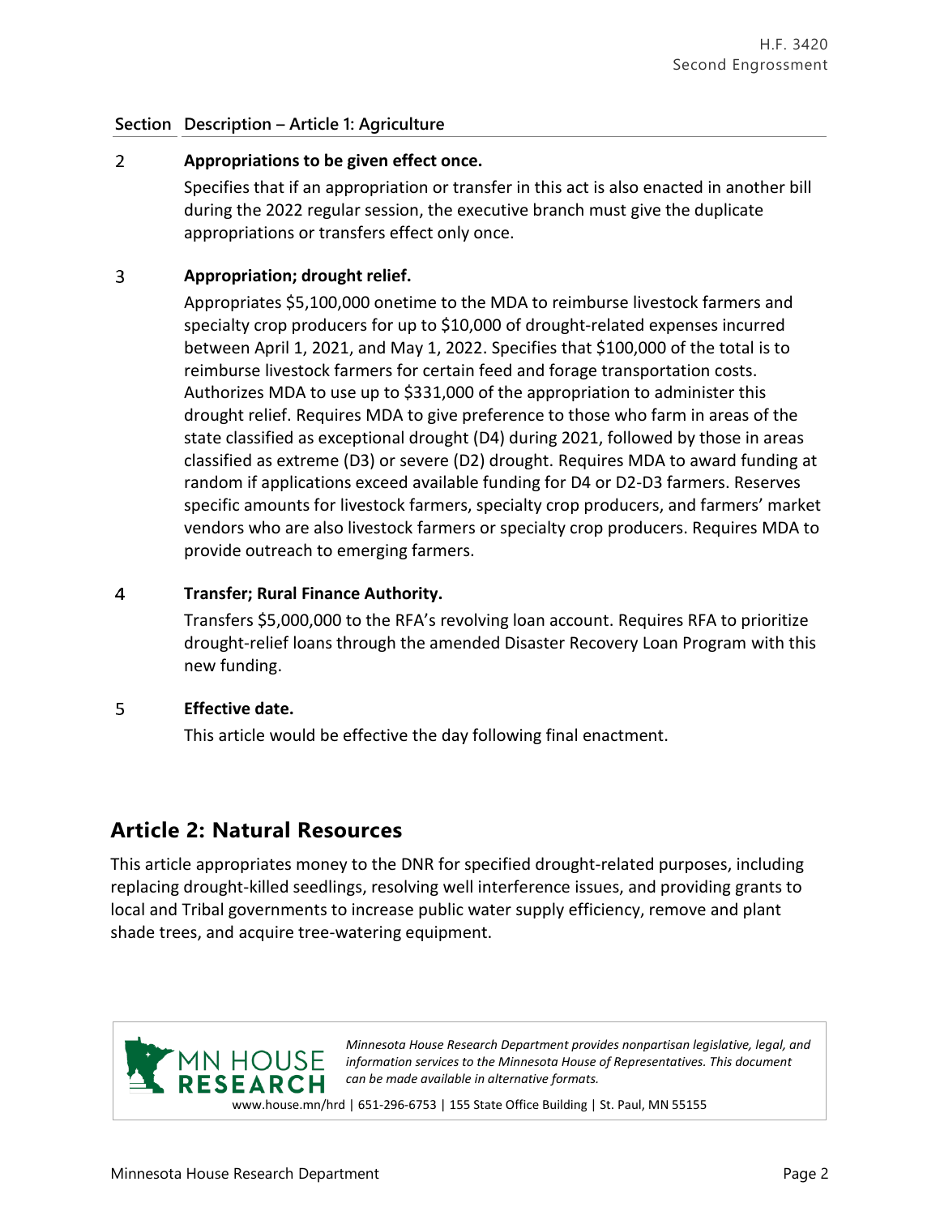| Section | Description – Article 1: Agriculture |
|---|---|
| 2 | **Appropriations to be given effect once.**<br>Specifies that if an appropriation or transfer in this act is also enacted in another bill during the 2022 regular session, the executive branch must give the duplicate appropriations or transfers effect only once. |
| 3 | **Appropriation; drought relief.**<br>Appropriates $5,100,000 onetime to the MDA to reimburse livestock farmers and specialty crop producers for up to $10,000 of drought-related expenses incurred between April 1, 2021, and May 1, 2022. Specifies that $100,000 of the total is to reimburse livestock farmers for certain feed and forage transportation costs. Authorizes MDA to use up to $331,000 of the appropriation to administer this drought relief. Requires MDA to give preference to those who farm in areas of the state classified as exceptional drought (D4) during 2021, followed by those in areas classified as extreme (D3) or severe (D2) drought. Requires MDA to award funding at random if applications exceed available funding for D4 or D2-D3 farmers. Reserves specific amounts for livestock farmers, specialty crop producers, and farmers' market vendors who are also livestock farmers or specialty crop producers. Requires MDA to provide outreach to emerging farmers. |
| 4 | **Transfer; Rural Finance Authority.**<br>Transfers $5,000,000 to the RFA's revolving loan account. Requires RFA to prioritize drought-relief loans through the amended Disaster Recovery Loan Program with this new funding. |
| 5 | **Effective date.**<br>This article would be effective the day following final enactment. |

## Article 2: Natural Resources

This article appropriates money to the DNR for specified drought-related purposes, including replacing drought-killed seedlings, resolving well interference issues, and providing grants to local and Tribal governments to increase public water supply efficiency, remove and plant shade trees, and acquire tree-watering equipment.

*Minnesota House Research Department provides nonpartisan legislative, legal, and information services to the Minnesota House of Representatives. This document can be made available in alternative formats.*

www.house.mn/hrd | 651-296-6753 | 155 State Office Building | St. Paul, MN 55155